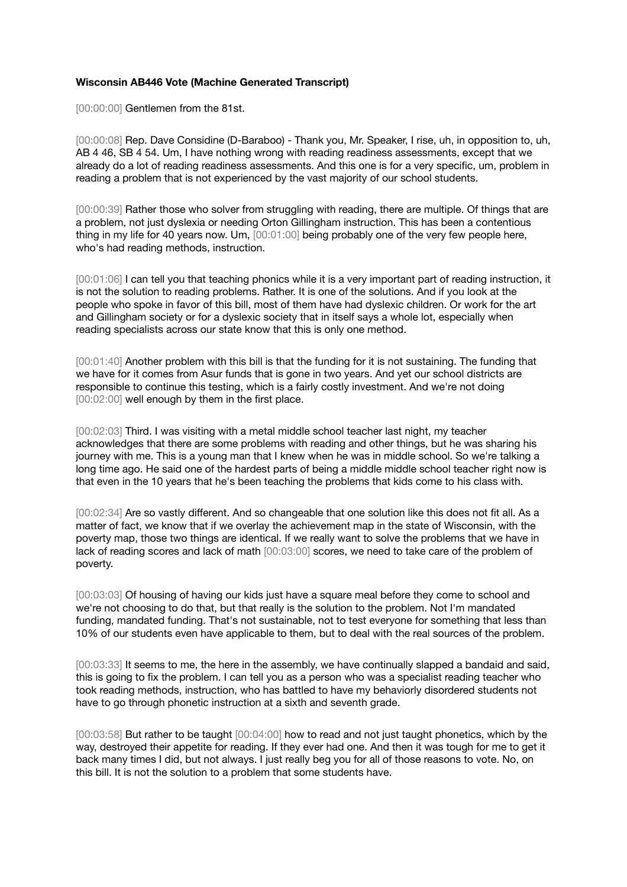**Wisconsin AB446 Vote (Machine Generated Transcript)**

[00:00:00] Gentlemen from the 81st.

[00:00:08] Rep. Dave Considine (D-Baraboo) - Thank you, Mr. Speaker, I rise, uh, in opposition to, uh, AB 4 46, SB 4 54. Um, I have nothing wrong with reading readiness assessments, except that we already do a lot of reading readiness assessments. And this one is for a very specific, um, problem in reading a problem that is not experienced by the vast majority of our school students.

[00:00:39] Rather those who solver from struggling with reading, there are multiple. Of things that are a problem, not just dyslexia or needing Orton Gillingham instruction. This has been a contentious thing in my life for 40 years now. Um, [00:01:00] being probably one of the very few people here, who's had reading methods, instruction.

[00:01:06] I can tell you that teaching phonics while it is a very important part of reading instruction, it is not the solution to reading problems. Rather. It is one of the solutions. And if you look at the people who spoke in favor of this bill, most of them have had dyslexic children. Or work for the art and Gillingham society or for a dyslexic society that in itself says a whole lot, especially when reading specialists across our state know that this is only one method.

[00:01:40] Another problem with this bill is that the funding for it is not sustaining. The funding that we have for it comes from Asur funds that is gone in two years. And yet our school districts are responsible to continue this testing, which is a fairly costly investment. And we're not doing [00:02:00] well enough by them in the first place.

[00:02:03] Third. I was visiting with a metal middle school teacher last night, my teacher acknowledges that there are some problems with reading and other things, but he was sharing his journey with me. This is a young man that I knew when he was in middle school. So we're talking a long time ago. He said one of the hardest parts of being a middle middle school teacher right now is that even in the 10 years that he's been teaching the problems that kids come to his class with.

[00:02:34] Are so vastly different. And so changeable that one solution like this does not fit all. As a matter of fact, we know that if we overlay the achievement map in the state of Wisconsin, with the poverty map, those two things are identical. If we really want to solve the problems that we have in lack of reading scores and lack of math [00:03:00] scores, we need to take care of the problem of poverty.

[00:03:03] Of housing of having our kids just have a square meal before they come to school and we're not choosing to do that, but that really is the solution to the problem. Not I'm mandated funding, mandated funding. That's not sustainable, not to test everyone for something that less than 10% of our students even have applicable to them, but to deal with the real sources of the problem.

[00:03:33] It seems to me, the here in the assembly, we have continually slapped a bandaid and said, this is going to fix the problem. I can tell you as a person who was a specialist reading teacher who took reading methods, instruction, who has battled to have my behaviorly disordered students not have to go through phonetic instruction at a sixth and seventh grade.

[00:03:58] But rather to be taught [00:04:00] how to read and not just taught phonetics, which by the way, destroyed their appetite for reading. If they ever had one. And then it was tough for me to get it back many times I did, but not always. I just really beg you for all of those reasons to vote. No, on this bill. It is not the solution to a problem that some students have.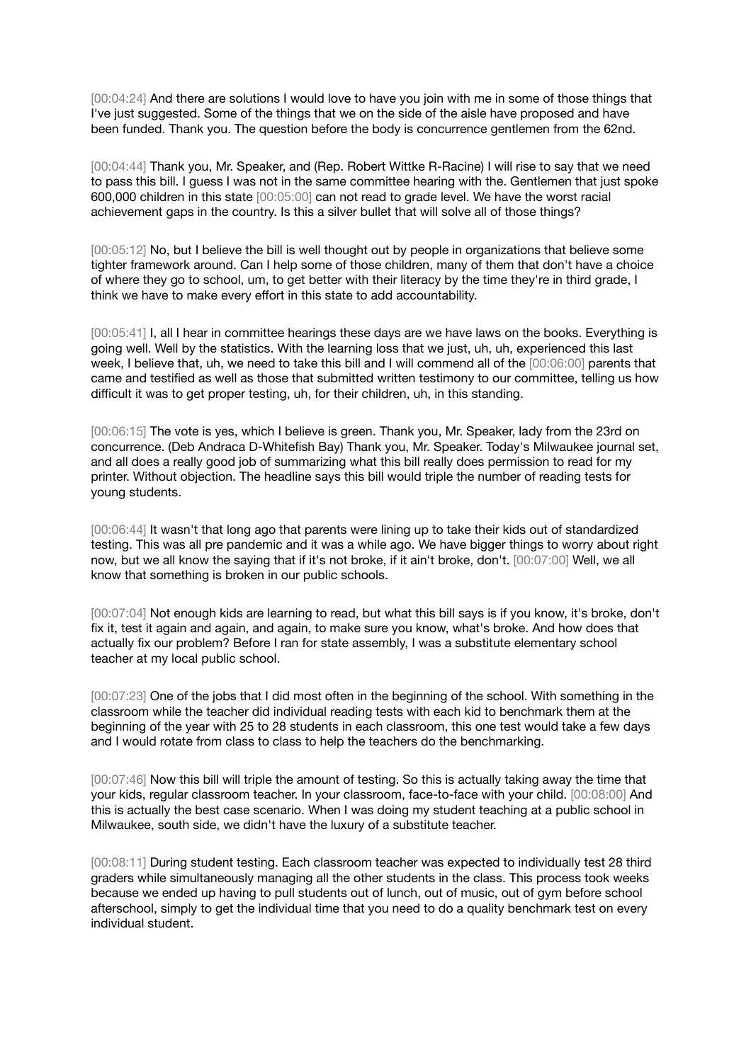[00:04:24] And there are solutions I would love to have you join with me in some of those things that I've just suggested. Some of the things that we on the side of the aisle have proposed and have been funded. Thank you. The question before the body is concurrence gentlemen from the 62nd.

[00:04:44] Thank you, Mr. Speaker, and (Rep. Robert Wittke R-Racine) I will rise to say that we need to pass this bill. I guess I was not in the same committee hearing with the. Gentlemen that just spoke 600,000 children in this state [00:05:00] can not read to grade level. We have the worst racial achievement gaps in the country. Is this a silver bullet that will solve all of those things?

[00:05:12] No, but I believe the bill is well thought out by people in organizations that believe some tighter framework around. Can I help some of those children, many of them that don't have a choice of where they go to school, um, to get better with their literacy by the time they're in third grade, I think we have to make every effort in this state to add accountability.

[00:05:41] I, all I hear in committee hearings these days are we have laws on the books. Everything is going well. Well by the statistics. With the learning loss that we just, uh, uh, experienced this last week, I believe that, uh, we need to take this bill and I will commend all of the [00:06:00] parents that came and testified as well as those that submitted written testimony to our committee, telling us how difficult it was to get proper testing, uh, for their children, uh, in this standing.

[00:06:15] The vote is yes, which I believe is green. Thank you, Mr. Speaker, lady from the 23rd on concurrence. (Deb Andraca D-Whitefish Bay) Thank you, Mr. Speaker. Today's Milwaukee journal set, and all does a really good job of summarizing what this bill really does permission to read for my printer. Without objection. The headline says this bill would triple the number of reading tests for young students.

[00:06:44] It wasn't that long ago that parents were lining up to take their kids out of standardized testing. This was all pre pandemic and it was a while ago. We have bigger things to worry about right now, but we all know the saying that if it's not broke, if it ain't broke, don't. [00:07:00] Well, we all know that something is broken in our public schools.

[00:07:04] Not enough kids are learning to read, but what this bill says is if you know, it's broke, don't fix it, test it again and again, and again, to make sure you know, what's broke. And how does that actually fix our problem? Before I ran for state assembly, I was a substitute elementary school teacher at my local public school.

[00:07:23] One of the jobs that I did most often in the beginning of the school. With something in the classroom while the teacher did individual reading tests with each kid to benchmark them at the beginning of the year with 25 to 28 students in each classroom, this one test would take a few days and I would rotate from class to class to help the teachers do the benchmarking.

[00:07:46] Now this bill will triple the amount of testing. So this is actually taking away the time that your kids, regular classroom teacher. In your classroom, face-to-face with your child. [00:08:00] And this is actually the best case scenario. When I was doing my student teaching at a public school in Milwaukee, south side, we didn't have the luxury of a substitute teacher.

[00:08:11] During student testing. Each classroom teacher was expected to individually test 28 third graders while simultaneously managing all the other students in the class. This process took weeks because we ended up having to pull students out of lunch, out of music, out of gym before school afterschool, simply to get the individual time that you need to do a quality benchmark test on every individual student.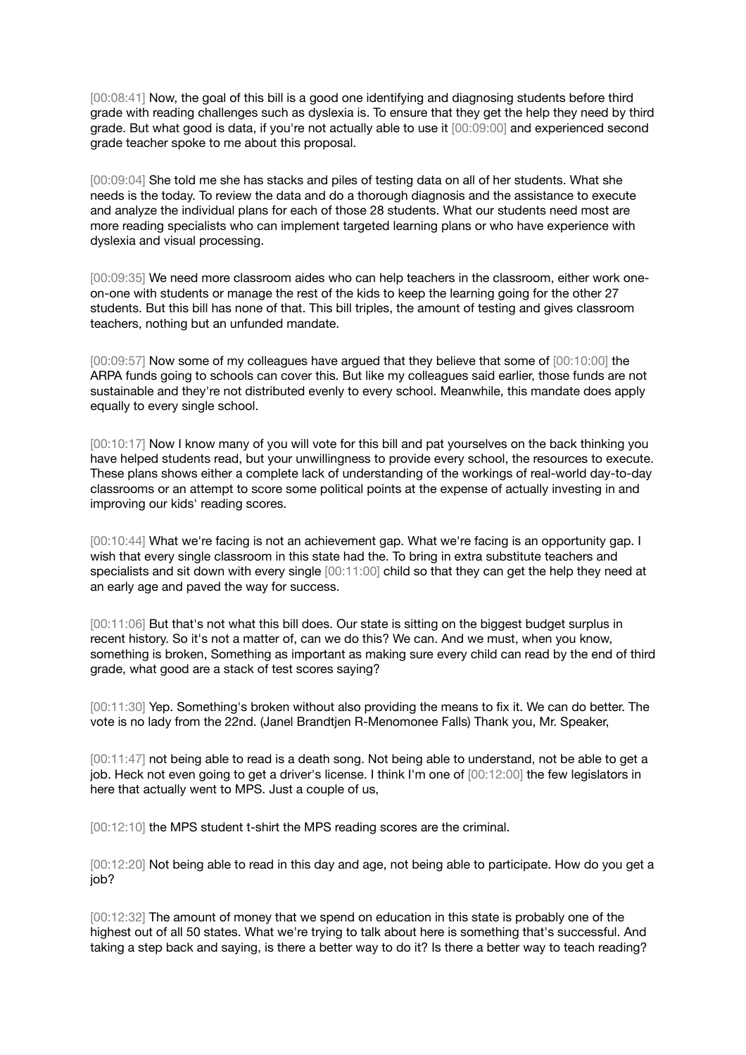[00:08:41] Now, the goal of this bill is a good one identifying and diagnosing students before third grade with reading challenges such as dyslexia is. To ensure that they get the help they need by third grade. But what good is data, if you're not actually able to use it [00:09:00] and experienced second grade teacher spoke to me about this proposal.

[00:09:04] She told me she has stacks and piles of testing data on all of her students. What she needs is the today. To review the data and do a thorough diagnosis and the assistance to execute and analyze the individual plans for each of those 28 students. What our students need most are more reading specialists who can implement targeted learning plans or who have experience with dyslexia and visual processing.

[00:09:35] We need more classroom aides who can help teachers in the classroom, either work one-on-one with students or manage the rest of the kids to keep the learning going for the other 27 students. But this bill has none of that. This bill triples, the amount of testing and gives classroom teachers, nothing but an unfunded mandate.

[00:09:57] Now some of my colleagues have argued that they believe that some of [00:10:00] the ARPA funds going to schools can cover this. But like my colleagues said earlier, those funds are not sustainable and they're not distributed evenly to every school. Meanwhile, this mandate does apply equally to every single school.

[00:10:17] Now I know many of you will vote for this bill and pat yourselves on the back thinking you have helped students read, but your unwillingness to provide every school, the resources to execute. These plans shows either a complete lack of understanding of the workings of real-world day-to-day classrooms or an attempt to score some political points at the expense of actually investing in and improving our kids' reading scores.

[00:10:44] What we're facing is not an achievement gap. What we're facing is an opportunity gap. I wish that every single classroom in this state had the. To bring in extra substitute teachers and specialists and sit down with every single [00:11:00] child so that they can get the help they need at an early age and paved the way for success.

[00:11:06] But that's not what this bill does. Our state is sitting on the biggest budget surplus in recent history. So it's not a matter of, can we do this? We can. And we must, when you know, something is broken, Something as important as making sure every child can read by the end of third grade, what good are a stack of test scores saying?

[00:11:30] Yep. Something's broken without also providing the means to fix it. We can do better. The vote is no lady from the 22nd. (Janel Brandtjen R-Menomonee Falls) Thank you, Mr. Speaker,

[00:11:47] not being able to read is a death song. Not being able to understand, not be able to get a job. Heck not even going to get a driver's license. I think I'm one of [00:12:00] the few legislators in here that actually went to MPS. Just a couple of us,

[00:12:10] the MPS student t-shirt the MPS reading scores are the criminal.

[00:12:20] Not being able to read in this day and age, not being able to participate. How do you get a job?

[00:12:32] The amount of money that we spend on education in this state is probably one of the highest out of all 50 states. What we're trying to talk about here is something that's successful. And taking a step back and saying, is there a better way to do it? Is there a better way to teach reading?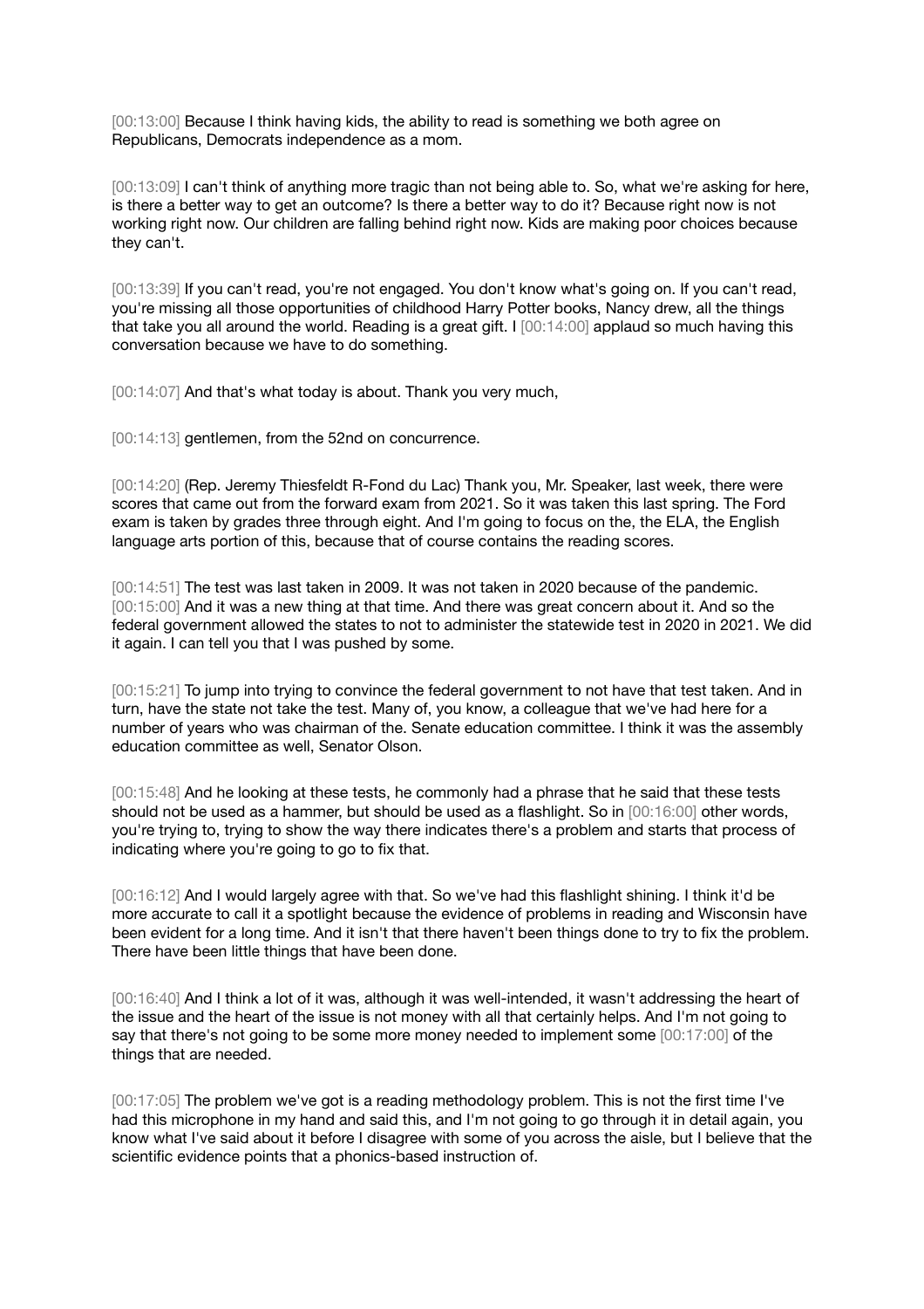[00:13:00] Because I think having kids, the ability to read is something we both agree on Republicans, Democrats independence as a mom.

[00:13:09] I can't think of anything more tragic than not being able to. So, what we're asking for here, is there a better way to get an outcome? Is there a better way to do it? Because right now is not working right now. Our children are falling behind right now. Kids are making poor choices because they can't.

[00:13:39] If you can't read, you're not engaged. You don't know what's going on. If you can't read, you're missing all those opportunities of childhood Harry Potter books, Nancy drew, all the things that take you all around the world. Reading is a great gift. I [00:14:00] applaud so much having this conversation because we have to do something.

[00:14:07] And that's what today is about. Thank you very much,

[00:14:13] gentlemen, from the 52nd on concurrence.

[00:14:20] (Rep. Jeremy Thiesfeldt R-Fond du Lac) Thank you, Mr. Speaker, last week, there were scores that came out from the forward exam from 2021. So it was taken this last spring. The Ford exam is taken by grades three through eight. And I'm going to focus on the, the ELA, the English language arts portion of this, because that of course contains the reading scores.

[00:14:51] The test was last taken in 2009. It was not taken in 2020 because of the pandemic. [00:15:00] And it was a new thing at that time. And there was great concern about it. And so the federal government allowed the states to not to administer the statewide test in 2020 in 2021. We did it again. I can tell you that I was pushed by some.

[00:15:21] To jump into trying to convince the federal government to not have that test taken. And in turn, have the state not take the test. Many of, you know, a colleague that we've had here for a number of years who was chairman of the. Senate education committee. I think it was the assembly education committee as well, Senator Olson.

[00:15:48] And he looking at these tests, he commonly had a phrase that he said that these tests should not be used as a hammer, but should be used as a flashlight. So in [00:16:00] other words, you're trying to, trying to show the way there indicates there's a problem and starts that process of indicating where you're going to go to fix that.

[00:16:12] And I would largely agree with that. So we've had this flashlight shining. I think it'd be more accurate to call it a spotlight because the evidence of problems in reading and Wisconsin have been evident for a long time. And it isn't that there haven't been things done to try to fix the problem. There have been little things that have been done.

[00:16:40] And I think a lot of it was, although it was well-intended, it wasn't addressing the heart of the issue and the heart of the issue is not money with all that certainly helps. And I'm not going to say that there's not going to be some more money needed to implement some [00:17:00] of the things that are needed.

[00:17:05] The problem we've got is a reading methodology problem. This is not the first time I've had this microphone in my hand and said this, and I'm not going to go through it in detail again, you know what I've said about it before I disagree with some of you across the aisle, but I believe that the scientific evidence points that a phonics-based instruction of.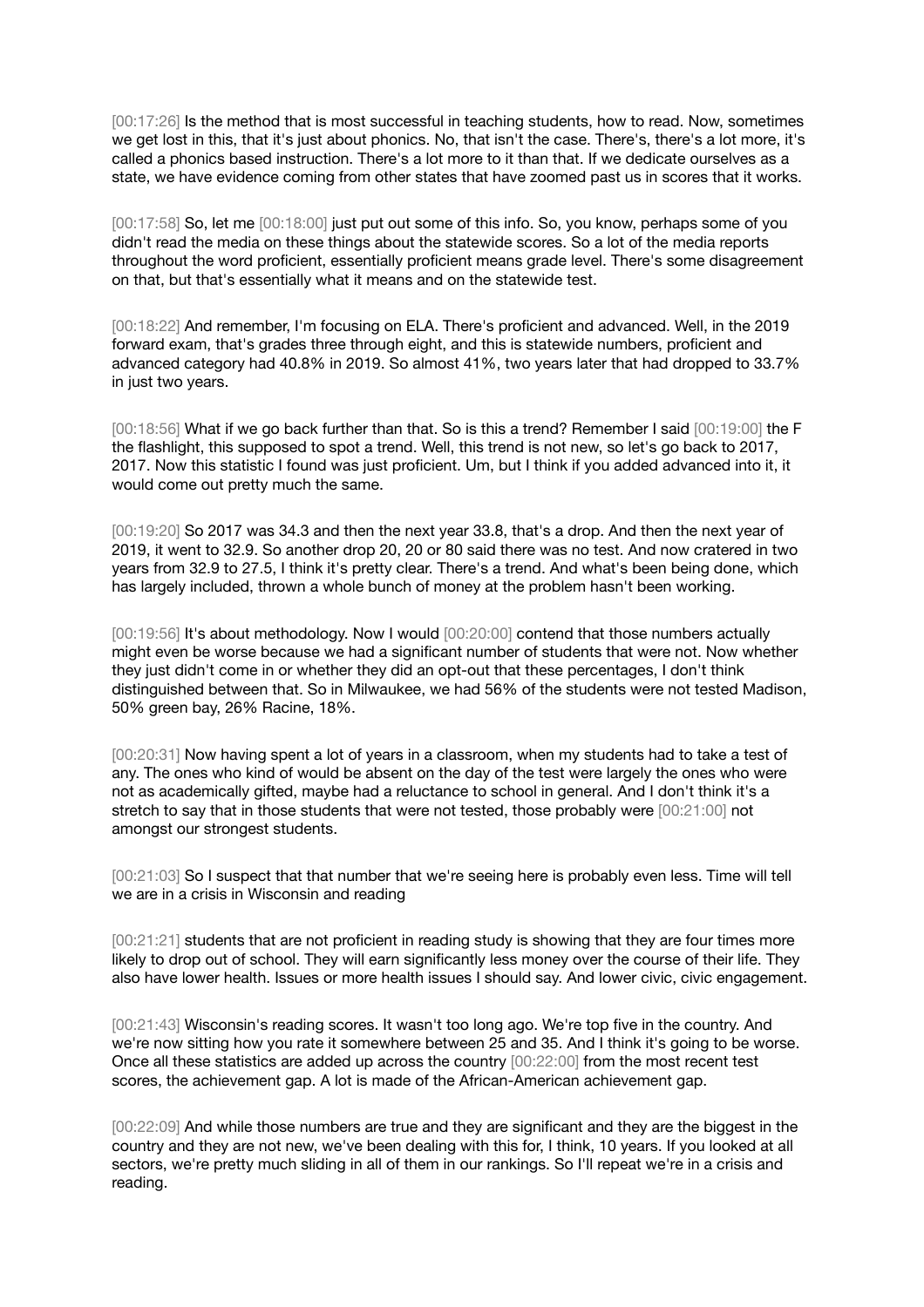[00:17:26] Is the method that is most successful in teaching students, how to read. Now, sometimes we get lost in this, that it's just about phonics. No, that isn't the case. There's, there's a lot more, it's called a phonics based instruction. There's a lot more to it than that. If we dedicate ourselves as a state, we have evidence coming from other states that have zoomed past us in scores that it works.

[00:17:58] So, let me [00:18:00] just put out some of this info. So, you know, perhaps some of you didn't read the media on these things about the statewide scores. So a lot of the media reports throughout the word proficient, essentially proficient means grade level. There's some disagreement on that, but that's essentially what it means and on the statewide test.

[00:18:22] And remember, I'm focusing on ELA. There's proficient and advanced. Well, in the 2019 forward exam, that's grades three through eight, and this is statewide numbers, proficient and advanced category had 40.8% in 2019. So almost 41%, two years later that had dropped to 33.7% in just two years.

[00:18:56] What if we go back further than that. So is this a trend? Remember I said [00:19:00] the F the flashlight, this supposed to spot a trend. Well, this trend is not new, so let's go back to 2017, 2017. Now this statistic I found was just proficient. Um, but I think if you added advanced into it, it would come out pretty much the same.

[00:19:20] So 2017 was 34.3 and then the next year 33.8, that's a drop. And then the next year of 2019, it went to 32.9. So another drop 20, 20 or 80 said there was no test. And now cratered in two years from 32.9 to 27.5, I think it's pretty clear. There's a trend. And what's been being done, which has largely included, thrown a whole bunch of money at the problem hasn't been working.

[00:19:56] It's about methodology. Now I would [00:20:00] contend that those numbers actually might even be worse because we had a significant number of students that were not. Now whether they just didn't come in or whether they did an opt-out that these percentages, I don't think distinguished between that. So in Milwaukee, we had 56% of the students were not tested Madison, 50% green bay, 26% Racine, 18%.

[00:20:31] Now having spent a lot of years in a classroom, when my students had to take a test of any. The ones who kind of would be absent on the day of the test were largely the ones who were not as academically gifted, maybe had a reluctance to school in general. And I don't think it's a stretch to say that in those students that were not tested, those probably were [00:21:00] not amongst our strongest students.

[00:21:03] So I suspect that that number that we're seeing here is probably even less. Time will tell we are in a crisis in Wisconsin and reading

[00:21:21] students that are not proficient in reading study is showing that they are four times more likely to drop out of school. They will earn significantly less money over the course of their life. They also have lower health. Issues or more health issues I should say. And lower civic, civic engagement.

[00:21:43] Wisconsin's reading scores. It wasn't too long ago. We're top five in the country. And we're now sitting how you rate it somewhere between 25 and 35. And I think it's going to be worse. Once all these statistics are added up across the country [00:22:00] from the most recent test scores, the achievement gap. A lot is made of the African-American achievement gap.

[00:22:09] And while those numbers are true and they are significant and they are the biggest in the country and they are not new, we've been dealing with this for, I think, 10 years. If you looked at all sectors, we're pretty much sliding in all of them in our rankings. So I'll repeat we're in a crisis and reading.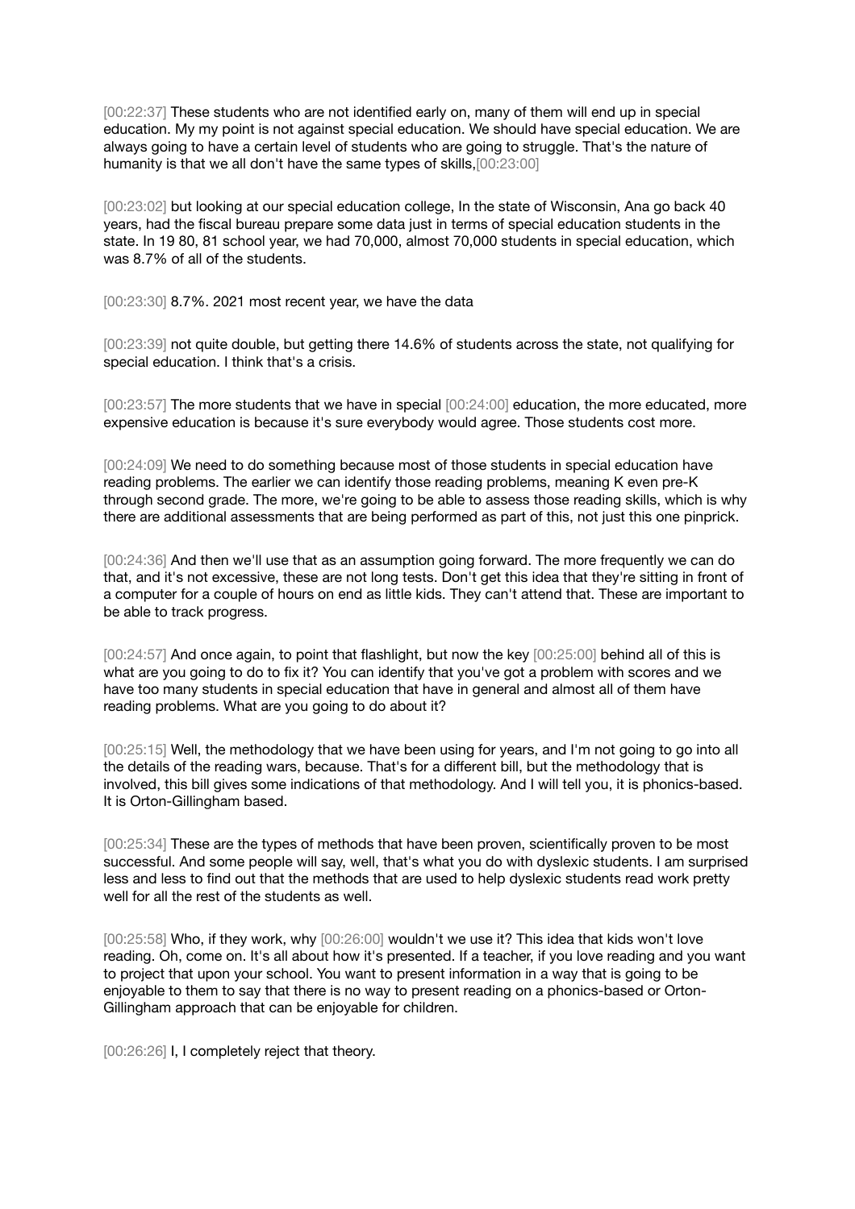[00:22:37] These students who are not identified early on, many of them will end up in special education. My my point is not against special education. We should have special education. We are always going to have a certain level of students who are going to struggle. That's the nature of humanity is that we all don't have the same types of skills,[00:23:00]

[00:23:02] but looking at our special education college, In the state of Wisconsin, Ana go back 40 years, had the fiscal bureau prepare some data just in terms of special education students in the state. In 19 80, 81 school year, we had 70,000, almost 70,000 students in special education, which was 8.7% of all of the students.

[00:23:30] 8.7%. 2021 most recent year, we have the data

[00:23:39] not quite double, but getting there 14.6% of students across the state, not qualifying for special education. I think that's a crisis.

[00:23:57] The more students that we have in special [00:24:00] education, the more educated, more expensive education is because it's sure everybody would agree. Those students cost more.

[00:24:09] We need to do something because most of those students in special education have reading problems. The earlier we can identify those reading problems, meaning K even pre-K through second grade. The more, we're going to be able to assess those reading skills, which is why there are additional assessments that are being performed as part of this, not just this one pinprick.

[00:24:36] And then we'll use that as an assumption going forward. The more frequently we can do that, and it's not excessive, these are not long tests. Don't get this idea that they're sitting in front of a computer for a couple of hours on end as little kids. They can't attend that. These are important to be able to track progress.

[00:24:57] And once again, to point that flashlight, but now the key [00:25:00] behind all of this is what are you going to do to fix it? You can identify that you've got a problem with scores and we have too many students in special education that have in general and almost all of them have reading problems. What are you going to do about it?

[00:25:15] Well, the methodology that we have been using for years, and I'm not going to go into all the details of the reading wars, because. That's for a different bill, but the methodology that is involved, this bill gives some indications of that methodology. And I will tell you, it is phonics-based. It is Orton-Gillingham based.

[00:25:34] These are the types of methods that have been proven, scientifically proven to be most successful. And some people will say, well, that's what you do with dyslexic students. I am surprised less and less to find out that the methods that are used to help dyslexic students read work pretty well for all the rest of the students as well.

[00:25:58] Who, if they work, why [00:26:00] wouldn't we use it? This idea that kids won't love reading. Oh, come on. It's all about how it's presented. If a teacher, if you love reading and you want to project that upon your school. You want to present information in a way that is going to be enjoyable to them to say that there is no way to present reading on a phonics-based or Orton-Gillingham approach that can be enjoyable for children.

[00:26:26] I, I completely reject that theory.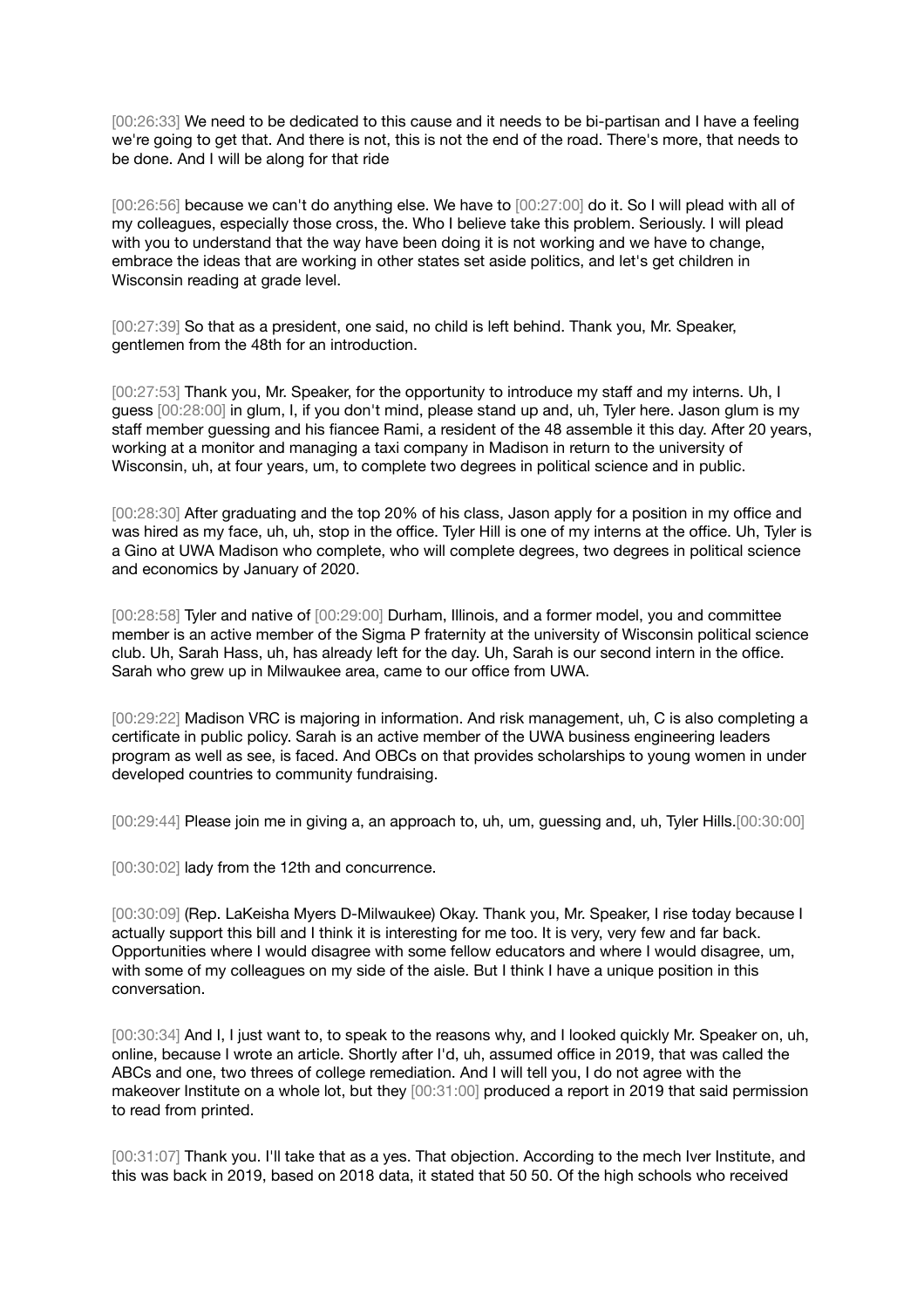[00:26:33] We need to be dedicated to this cause and it needs to be bi-partisan and I have a feeling we're going to get that. And there is not, this is not the end of the road. There's more, that needs to be done. And I will be along for that ride

[00:26:56] because we can't do anything else. We have to [00:27:00] do it. So I will plead with all of my colleagues, especially those cross, the. Who I believe take this problem. Seriously. I will plead with you to understand that the way have been doing it is not working and we have to change, embrace the ideas that are working in other states set aside politics, and let's get children in Wisconsin reading at grade level.

[00:27:39] So that as a president, one said, no child is left behind. Thank you, Mr. Speaker, gentlemen from the 48th for an introduction.

[00:27:53] Thank you, Mr. Speaker, for the opportunity to introduce my staff and my interns. Uh, I guess [00:28:00] in glum, I, if you don't mind, please stand up and, uh, Tyler here. Jason glum is my staff member guessing and his fiancee Rami, a resident of the 48 assemble it this day. After 20 years, working at a monitor and managing a taxi company in Madison in return to the university of Wisconsin, uh, at four years, um, to complete two degrees in political science and in public.

[00:28:30] After graduating and the top 20% of his class, Jason apply for a position in my office and was hired as my face, uh, uh, stop in the office. Tyler Hill is one of my interns at the office. Uh, Tyler is a Gino at UWA Madison who complete, who will complete degrees, two degrees in political science and economics by January of 2020.

[00:28:58] Tyler and native of [00:29:00] Durham, Illinois, and a former model, you and committee member is an active member of the Sigma P fraternity at the university of Wisconsin political science club. Uh, Sarah Hass, uh, has already left for the day. Uh, Sarah is our second intern in the office. Sarah who grew up in Milwaukee area, came to our office from UWA.

[00:29:22] Madison VRC is majoring in information. And risk management, uh, C is also completing a certificate in public policy. Sarah is an active member of the UWA business engineering leaders program as well as see, is faced. And OBCs on that provides scholarships to young women in under developed countries to community fundraising.

[00:29:44] Please join me in giving a, an approach to, uh, um, guessing and, uh, Tyler Hills.[00:30:00]

[00:30:02] lady from the 12th and concurrence.

[00:30:09] (Rep. LaKeisha Myers D-Milwaukee) Okay. Thank you, Mr. Speaker, I rise today because I actually support this bill and I think it is interesting for me too. It is very, very few and far back. Opportunities where I would disagree with some fellow educators and where I would disagree, um, with some of my colleagues on my side of the aisle. But I think I have a unique position in this conversation.

[00:30:34] And I, I just want to, to speak to the reasons why, and I looked quickly Mr. Speaker on, uh, online, because I wrote an article. Shortly after I'd, uh, assumed office in 2019, that was called the ABCs and one, two threes of college remediation. And I will tell you, I do not agree with the makeover Institute on a whole lot, but they [00:31:00] produced a report in 2019 that said permission to read from printed.

[00:31:07] Thank you. I'll take that as a yes. That objection. According to the mech Iver Institute, and this was back in 2019, based on 2018 data, it stated that 50 50. Of the high schools who received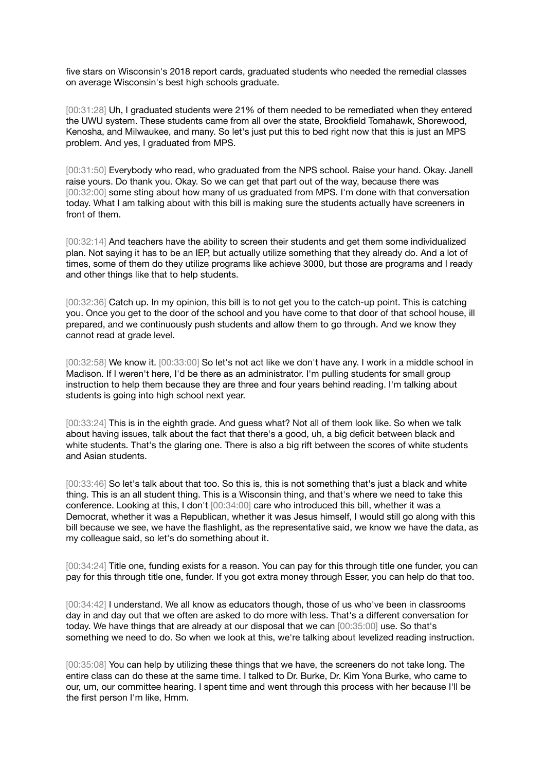five stars on Wisconsin's 2018 report cards, graduated students who needed the remedial classes on average Wisconsin's best high schools graduate.

[00:31:28] Uh, I graduated students were 21% of them needed to be remediated when they entered the UWU system. These students came from all over the state, Brookfield Tomahawk, Shorewood, Kenosha, and Milwaukee, and many. So let's just put this to bed right now that this is just an MPS problem. And yes, I graduated from MPS.

[00:31:50] Everybody who read, who graduated from the NPS school. Raise your hand. Okay. Janell raise yours. Do thank you. Okay. So we can get that part out of the way, because there was [00:32:00] some sting about how many of us graduated from MPS. I'm done with that conversation today. What I am talking about with this bill is making sure the students actually have screeners in front of them.

[00:32:14] And teachers have the ability to screen their students and get them some individualized plan. Not saying it has to be an IEP, but actually utilize something that they already do. And a lot of times, some of them do they utilize programs like achieve 3000, but those are programs and I ready and other things like that to help students.

[00:32:36] Catch up. In my opinion, this bill is to not get you to the catch-up point. This is catching you. Once you get to the door of the school and you have come to that door of that school house, ill prepared, and we continuously push students and allow them to go through. And we know they cannot read at grade level.

[00:32:58] We know it. [00:33:00] So let's not act like we don't have any. I work in a middle school in Madison. If I weren't here, I'd be there as an administrator. I'm pulling students for small group instruction to help them because they are three and four years behind reading. I'm talking about students is going into high school next year.

[00:33:24] This is in the eighth grade. And guess what? Not all of them look like. So when we talk about having issues, talk about the fact that there's a good, uh, a big deficit between black and white students. That's the glaring one. There is also a big rift between the scores of white students and Asian students.

[00:33:46] So let's talk about that too. So this is, this is not something that's just a black and white thing. This is an all student thing. This is a Wisconsin thing, and that's where we need to take this conference. Looking at this, I don't [00:34:00] care who introduced this bill, whether it was a Democrat, whether it was a Republican, whether it was Jesus himself, I would still go along with this bill because we see, we have the flashlight, as the representative said, we know we have the data, as my colleague said, so let's do something about it.

[00:34:24] Title one, funding exists for a reason. You can pay for this through title one funder, you can pay for this through title one, funder. If you got extra money through Esser, you can help do that too.

[00:34:42] I understand. We all know as educators though, those of us who've been in classrooms day in and day out that we often are asked to do more with less. That's a different conversation for today. We have things that are already at our disposal that we can [00:35:00] use. So that's something we need to do. So when we look at this, we're talking about levelized reading instruction.

[00:35:08] You can help by utilizing these things that we have, the screeners do not take long. The entire class can do these at the same time. I talked to Dr. Burke, Dr. Kim Yona Burke, who came to our, um, our committee hearing. I spent time and went through this process with her because I'll be the first person I'm like, Hmm.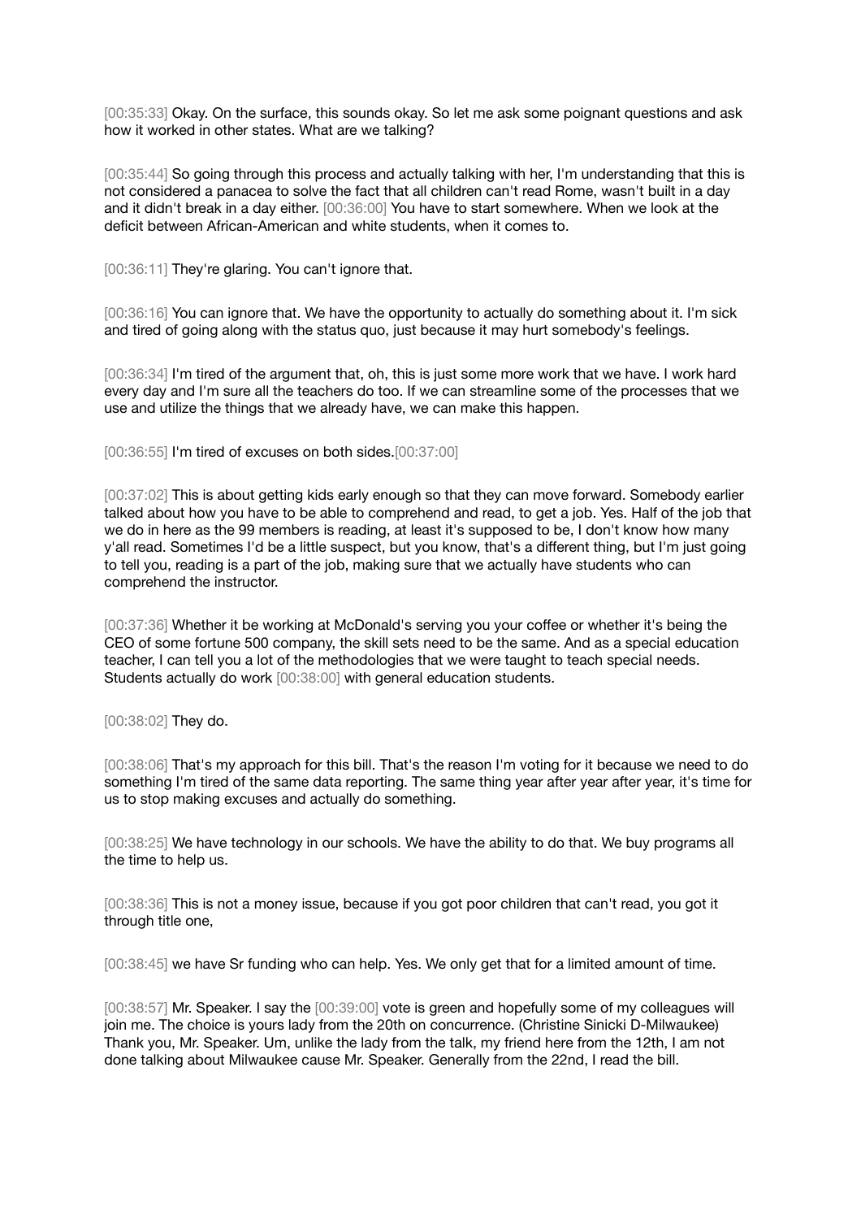[00:35:33] Okay. On the surface, this sounds okay. So let me ask some poignant questions and ask how it worked in other states. What are we talking?

[00:35:44] So going through this process and actually talking with her, I'm understanding that this is not considered a panacea to solve the fact that all children can't read Rome, wasn't built in a day and it didn't break in a day either. [00:36:00] You have to start somewhere. When we look at the deficit between African-American and white students, when it comes to.

[00:36:11] They're glaring. You can't ignore that.

[00:36:16] You can ignore that. We have the opportunity to actually do something about it. I'm sick and tired of going along with the status quo, just because it may hurt somebody's feelings.

[00:36:34] I'm tired of the argument that, oh, this is just some more work that we have. I work hard every day and I'm sure all the teachers do too. If we can streamline some of the processes that we use and utilize the things that we already have, we can make this happen.

[00:36:55] I'm tired of excuses on both sides.[00:37:00]

[00:37:02] This is about getting kids early enough so that they can move forward. Somebody earlier talked about how you have to be able to comprehend and read, to get a job. Yes. Half of the job that we do in here as the 99 members is reading, at least it's supposed to be, I don't know how many y'all read. Sometimes I'd be a little suspect, but you know, that's a different thing, but I'm just going to tell you, reading is a part of the job, making sure that we actually have students who can comprehend the instructor.

[00:37:36] Whether it be working at McDonald's serving you your coffee or whether it's being the CEO of some fortune 500 company, the skill sets need to be the same. And as a special education teacher, I can tell you a lot of the methodologies that we were taught to teach special needs. Students actually do work [00:38:00] with general education students.

[00:38:02] They do.

[00:38:06] That's my approach for this bill. That's the reason I'm voting for it because we need to do something I'm tired of the same data reporting. The same thing year after year after year, it's time for us to stop making excuses and actually do something.

[00:38:25] We have technology in our schools. We have the ability to do that. We buy programs all the time to help us.

[00:38:36] This is not a money issue, because if you got poor children that can't read, you got it through title one,

[00:38:45] we have Sr funding who can help. Yes. We only get that for a limited amount of time.

[00:38:57] Mr. Speaker. I say the [00:39:00] vote is green and hopefully some of my colleagues will join me. The choice is yours lady from the 20th on concurrence. (Christine Sinicki D-Milwaukee) Thank you, Mr. Speaker. Um, unlike the lady from the talk, my friend here from the 12th, I am not done talking about Milwaukee cause Mr. Speaker. Generally from the 22nd, I read the bill.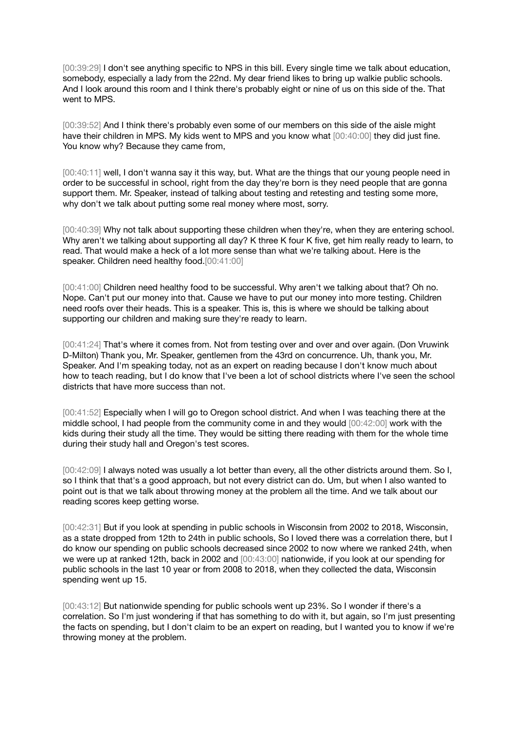[00:39:29] I don't see anything specific to NPS in this bill. Every single time we talk about education, somebody, especially a lady from the 22nd. My dear friend likes to bring up walkie public schools. And I look around this room and I think there's probably eight or nine of us on this side of the. That went to MPS.

[00:39:52] And I think there's probably even some of our members on this side of the aisle might have their children in MPS. My kids went to MPS and you know what [00:40:00] they did just fine. You know why? Because they came from,

[00:40:11] well, I don't wanna say it this way, but. What are the things that our young people need in order to be successful in school, right from the day they're born is they need people that are gonna support them. Mr. Speaker, instead of talking about testing and retesting and testing some more, why don't we talk about putting some real money where most, sorry.

[00:40:39] Why not talk about supporting these children when they're, when they are entering school. Why aren't we talking about supporting all day? K three K four K five, get him really ready to learn, to read. That would make a heck of a lot more sense than what we're talking about. Here is the speaker. Children need healthy food.[00:41:00]

[00:41:00] Children need healthy food to be successful. Why aren't we talking about that? Oh no. Nope. Can't put our money into that. Cause we have to put our money into more testing. Children need roofs over their heads. This is a speaker. This is, this is where we should be talking about supporting our children and making sure they're ready to learn.

[00:41:24] That's where it comes from. Not from testing over and over and over again. (Don Vruwink D-Milton) Thank you, Mr. Speaker, gentlemen from the 43rd on concurrence. Uh, thank you, Mr. Speaker. And I'm speaking today, not as an expert on reading because I don't know much about how to teach reading, but I do know that I've been a lot of school districts where I've seen the school districts that have more success than not.

[00:41:52] Especially when I will go to Oregon school district. And when I was teaching there at the middle school, I had people from the community come in and they would [00:42:00] work with the kids during their study all the time. They would be sitting there reading with them for the whole time during their study hall and Oregon's test scores.

[00:42:09] I always noted was usually a lot better than every, all the other districts around them. So I, so I think that that's a good approach, but not every district can do. Um, but when I also wanted to point out is that we talk about throwing money at the problem all the time. And we talk about our reading scores keep getting worse.

[00:42:31] But if you look at spending in public schools in Wisconsin from 2002 to 2018, Wisconsin, as a state dropped from 12th to 24th in public schools, So I loved there was a correlation there, but I do know our spending on public schools decreased since 2002 to now where we ranked 24th, when we were up at ranked 12th, back in 2002 and [00:43:00] nationwide, if you look at our spending for public schools in the last 10 year or from 2008 to 2018, when they collected the data, Wisconsin spending went up 15.

[00:43:12] But nationwide spending for public schools went up 23%. So I wonder if there's a correlation. So I'm just wondering if that has something to do with it, but again, so I'm just presenting the facts on spending, but I don't claim to be an expert on reading, but I wanted you to know if we're throwing money at the problem.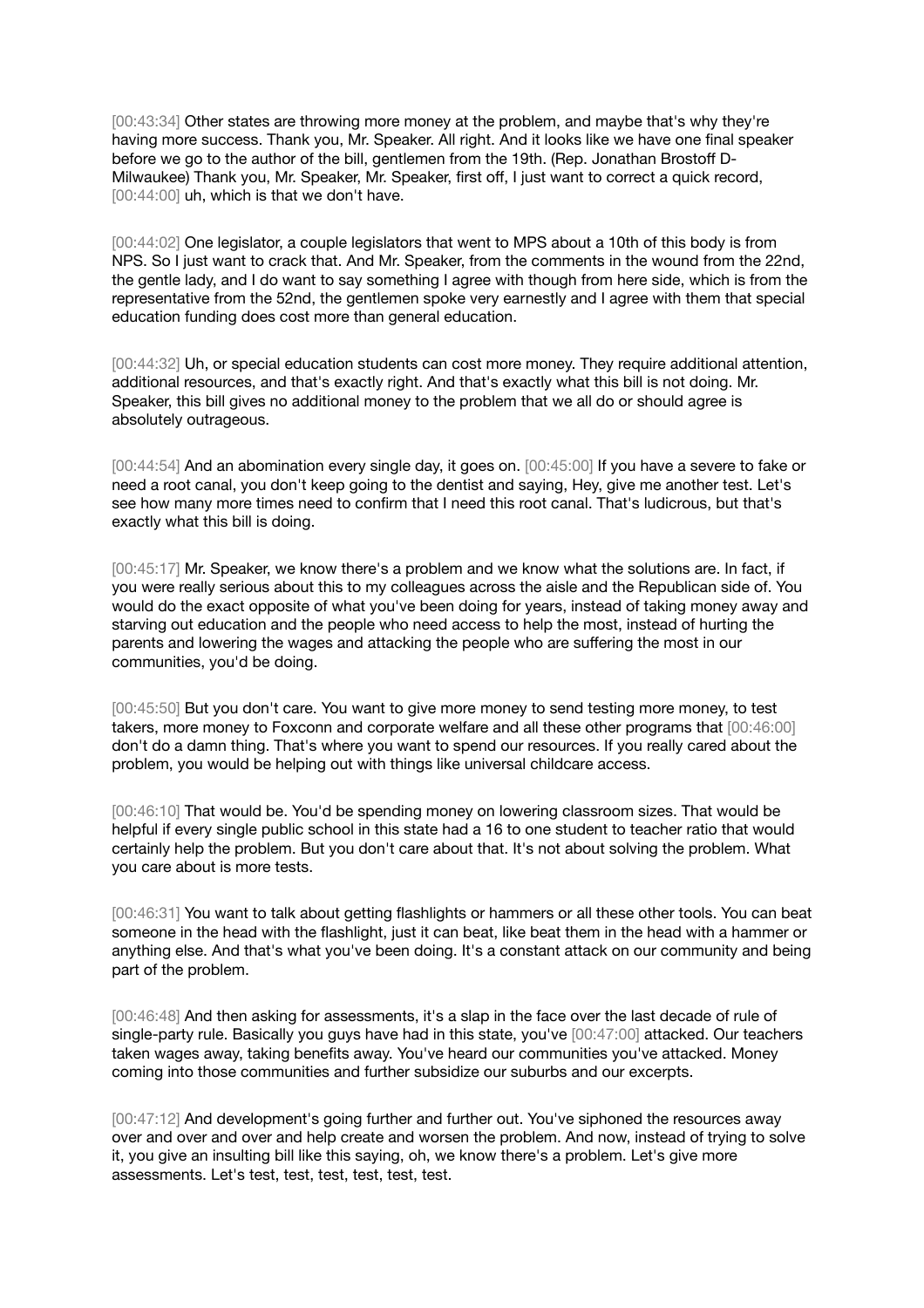[00:43:34] Other states are throwing more money at the problem, and maybe that's why they're having more success. Thank you, Mr. Speaker. All right. And it looks like we have one final speaker before we go to the author of the bill, gentlemen from the 19th. (Rep. Jonathan Brostoff D-Milwaukee) Thank you, Mr. Speaker, Mr. Speaker, first off, I just want to correct a quick record, [00:44:00] uh, which is that we don't have.

[00:44:02] One legislator, a couple legislators that went to MPS about a 10th of this body is from NPS. So I just want to crack that. And Mr. Speaker, from the comments in the wound from the 22nd, the gentle lady, and I do want to say something I agree with though from here side, which is from the representative from the 52nd, the gentlemen spoke very earnestly and I agree with them that special education funding does cost more than general education.

[00:44:32] Uh, or special education students can cost more money. They require additional attention, additional resources, and that's exactly right. And that's exactly what this bill is not doing. Mr. Speaker, this bill gives no additional money to the problem that we all do or should agree is absolutely outrageous.

[00:44:54] And an abomination every single day, it goes on. [00:45:00] If you have a severe to fake or need a root canal, you don't keep going to the dentist and saying, Hey, give me another test. Let's see how many more times need to confirm that I need this root canal. That's ludicrous, but that's exactly what this bill is doing.

[00:45:17] Mr. Speaker, we know there's a problem and we know what the solutions are. In fact, if you were really serious about this to my colleagues across the aisle and the Republican side of. You would do the exact opposite of what you've been doing for years, instead of taking money away and starving out education and the people who need access to help the most, instead of hurting the parents and lowering the wages and attacking the people who are suffering the most in our communities, you'd be doing.

[00:45:50] But you don't care. You want to give more money to send testing more money, to test takers, more money to Foxconn and corporate welfare and all these other programs that [00:46:00] don't do a damn thing. That's where you want to spend our resources. If you really cared about the problem, you would be helping out with things like universal childcare access.

[00:46:10] That would be. You'd be spending money on lowering classroom sizes. That would be helpful if every single public school in this state had a 16 to one student to teacher ratio that would certainly help the problem. But you don't care about that. It's not about solving the problem. What you care about is more tests.

[00:46:31] You want to talk about getting flashlights or hammers or all these other tools. You can beat someone in the head with the flashlight, just it can beat, like beat them in the head with a hammer or anything else. And that's what you've been doing. It's a constant attack on our community and being part of the problem.

[00:46:48] And then asking for assessments, it's a slap in the face over the last decade of rule of single-party rule. Basically you guys have had in this state, you've [00:47:00] attacked. Our teachers taken wages away, taking benefits away. You've heard our communities you've attacked. Money coming into those communities and further subsidize our suburbs and our excerpts.

[00:47:12] And development's going further and further out. You've siphoned the resources away over and over and over and help create and worsen the problem. And now, instead of trying to solve it, you give an insulting bill like this saying, oh, we know there's a problem. Let's give more assessments. Let's test, test, test, test, test, test.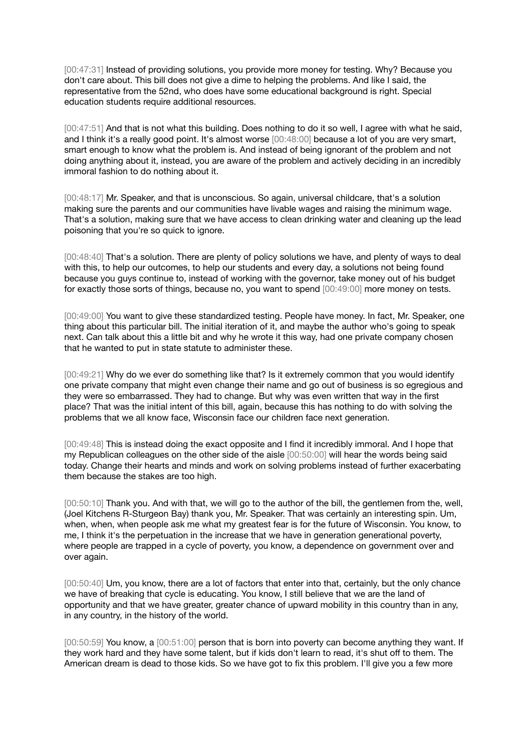[00:47:31] Instead of providing solutions, you provide more money for testing. Why? Because you don't care about. This bill does not give a dime to helping the problems. And like I said, the representative from the 52nd, who does have some educational background is right. Special education students require additional resources.

[00:47:51] And that is not what this building. Does nothing to do it so well, I agree with what he said, and I think it's a really good point. It's almost worse [00:48:00] because a lot of you are very smart, smart enough to know what the problem is. And instead of being ignorant of the problem and not doing anything about it, instead, you are aware of the problem and actively deciding in an incredibly immoral fashion to do nothing about it.

[00:48:17] Mr. Speaker, and that is unconscious. So again, universal childcare, that's a solution making sure the parents and our communities have livable wages and raising the minimum wage. That's a solution, making sure that we have access to clean drinking water and cleaning up the lead poisoning that you're so quick to ignore.

[00:48:40] That's a solution. There are plenty of policy solutions we have, and plenty of ways to deal with this, to help our outcomes, to help our students and every day, a solutions not being found because you guys continue to, instead of working with the governor, take money out of his budget for exactly those sorts of things, because no, you want to spend [00:49:00] more money on tests.

[00:49:00] You want to give these standardized testing. People have money. In fact, Mr. Speaker, one thing about this particular bill. The initial iteration of it, and maybe the author who's going to speak next. Can talk about this a little bit and why he wrote it this way, had one private company chosen that he wanted to put in state statute to administer these.

[00:49:21] Why do we ever do something like that? Is it extremely common that you would identify one private company that might even change their name and go out of business is so egregious and they were so embarrassed. They had to change. But why was even written that way in the first place? That was the initial intent of this bill, again, because this has nothing to do with solving the problems that we all know face, Wisconsin face our children face next generation.

[00:49:48] This is instead doing the exact opposite and I find it incredibly immoral. And I hope that my Republican colleagues on the other side of the aisle [00:50:00] will hear the words being said today. Change their hearts and minds and work on solving problems instead of further exacerbating them because the stakes are too high.

[00:50:10] Thank you. And with that, we will go to the author of the bill, the gentlemen from the, well, (Joel Kitchens R-Sturgeon Bay) thank you, Mr. Speaker. That was certainly an interesting spin. Um, when, when, when people ask me what my greatest fear is for the future of Wisconsin. You know, to me, I think it's the perpetuation in the increase that we have in generation generational poverty, where people are trapped in a cycle of poverty, you know, a dependence on government over and over again.

[00:50:40] Um, you know, there are a lot of factors that enter into that, certainly, but the only chance we have of breaking that cycle is educating. You know, I still believe that we are the land of opportunity and that we have greater, greater chance of upward mobility in this country than in any, in any country, in the history of the world.

[00:50:59] You know, a [00:51:00] person that is born into poverty can become anything they want. If they work hard and they have some talent, but if kids don't learn to read, it's shut off to them. The American dream is dead to those kids. So we have got to fix this problem. I'll give you a few more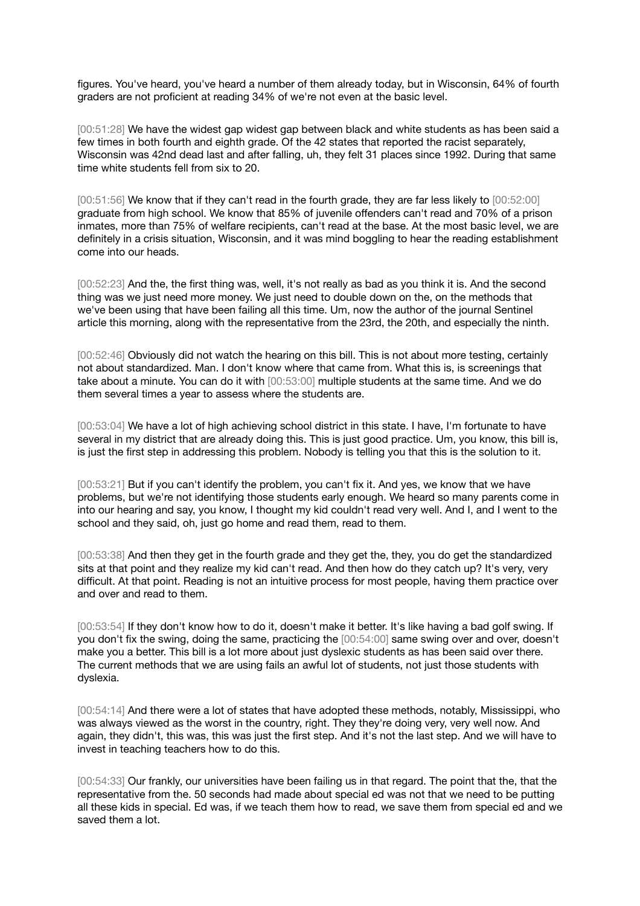figures. You've heard, you've heard a number of them already today, but in Wisconsin, 64% of fourth graders are not proficient at reading 34% of we're not even at the basic level.

[00:51:28] We have the widest gap widest gap between black and white students as has been said a few times in both fourth and eighth grade. Of the 42 states that reported the racist separately, Wisconsin was 42nd dead last and after falling, uh, they felt 31 places since 1992. During that same time white students fell from six to 20.

[00:51:56] We know that if they can't read in the fourth grade, they are far less likely to [00:52:00] graduate from high school. We know that 85% of juvenile offenders can't read and 70% of a prison inmates, more than 75% of welfare recipients, can't read at the base. At the most basic level, we are definitely in a crisis situation, Wisconsin, and it was mind boggling to hear the reading establishment come into our heads.

[00:52:23] And the, the first thing was, well, it's not really as bad as you think it is. And the second thing was we just need more money. We just need to double down on the, on the methods that we've been using that have been failing all this time. Um, now the author of the journal Sentinel article this morning, along with the representative from the 23rd, the 20th, and especially the ninth.

[00:52:46] Obviously did not watch the hearing on this bill. This is not about more testing, certainly not about standardized. Man. I don't know where that came from. What this is, is screenings that take about a minute. You can do it with [00:53:00] multiple students at the same time. And we do them several times a year to assess where the students are.

[00:53:04] We have a lot of high achieving school district in this state. I have, I'm fortunate to have several in my district that are already doing this. This is just good practice. Um, you know, this bill is, is just the first step in addressing this problem. Nobody is telling you that this is the solution to it.

[00:53:21] But if you can't identify the problem, you can't fix it. And yes, we know that we have problems, but we're not identifying those students early enough. We heard so many parents come in into our hearing and say, you know, I thought my kid couldn't read very well. And I, and I went to the school and they said, oh, just go home and read them, read to them.

[00:53:38] And then they get in the fourth grade and they get the, they, you do get the standardized sits at that point and they realize my kid can't read. And then how do they catch up? It's very, very difficult. At that point. Reading is not an intuitive process for most people, having them practice over and over and read to them.

[00:53:54] If they don't know how to do it, doesn't make it better. It's like having a bad golf swing. If you don't fix the swing, doing the same, practicing the [00:54:00] same swing over and over, doesn't make you a better. This bill is a lot more about just dyslexic students as has been said over there. The current methods that we are using fails an awful lot of students, not just those students with dyslexia.

[00:54:14] And there were a lot of states that have adopted these methods, notably, Mississippi, who was always viewed as the worst in the country, right. They they're doing very, very well now. And again, they didn't, this was, this was just the first step. And it's not the last step. And we will have to invest in teaching teachers how to do this.

[00:54:33] Our frankly, our universities have been failing us in that regard. The point that the, that the representative from the. 50 seconds had made about special ed was not that we need to be putting all these kids in special. Ed was, if we teach them how to read, we save them from special ed and we saved them a lot.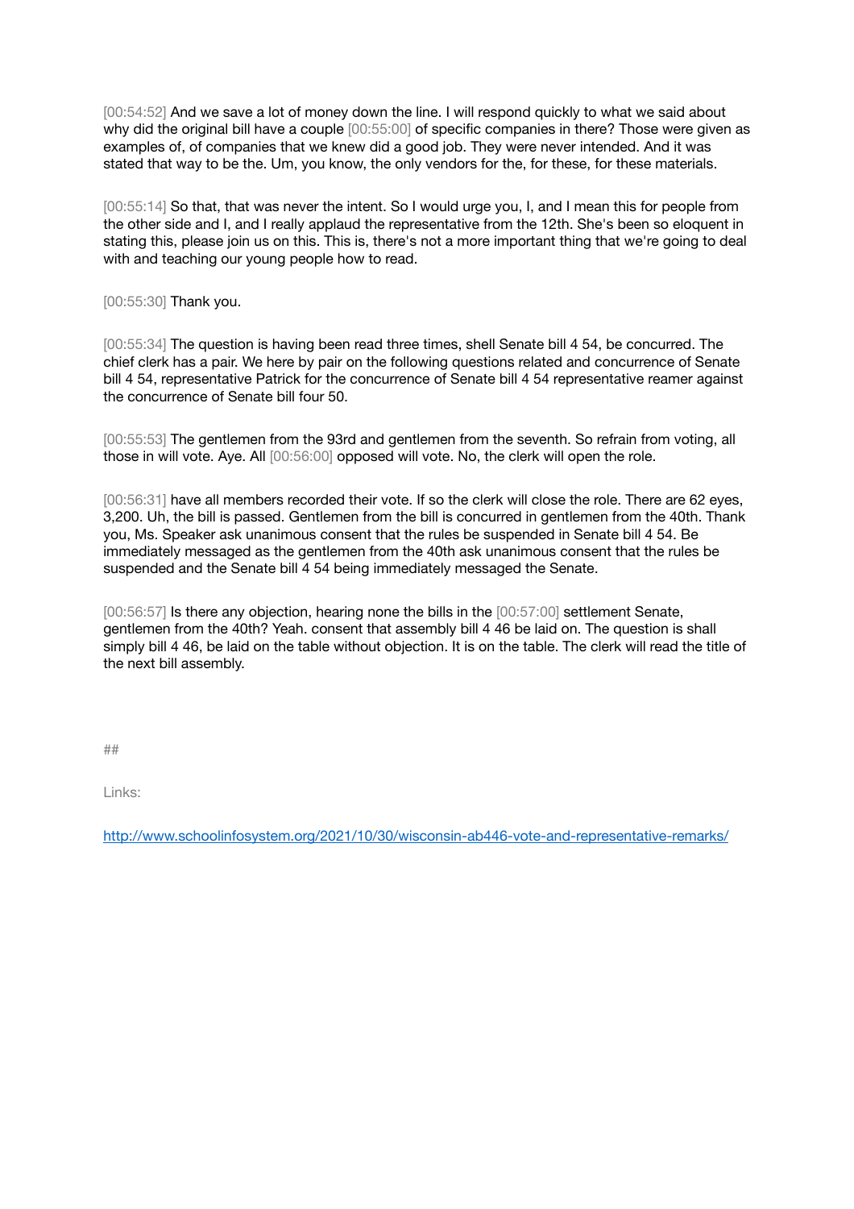[00:54:52] And we save a lot of money down the line. I will respond quickly to what we said about why did the original bill have a couple [00:55:00] of specific companies in there? Those were given as examples of, of companies that we knew did a good job. They were never intended. And it was stated that way to be the. Um, you know, the only vendors for the, for these, for these materials.

[00:55:14] So that, that was never the intent. So I would urge you, I, and I mean this for people from the other side and I, and I really applaud the representative from the 12th. She's been so eloquent in stating this, please join us on this. This is, there's not a more important thing that we're going to deal with and teaching our young people how to read.

[00:55:30] Thank you.

[00:55:34] The question is having been read three times, shell Senate bill 4 54, be concurred. The chief clerk has a pair. We here by pair on the following questions related and concurrence of Senate bill 4 54, representative Patrick for the concurrence of Senate bill 4 54 representative reamer against the concurrence of Senate bill four 50.

[00:55:53] The gentlemen from the 93rd and gentlemen from the seventh. So refrain from voting, all those in will vote. Aye. All [00:56:00] opposed will vote. No, the clerk will open the role.

[00:56:31] have all members recorded their vote. If so the clerk will close the role. There are 62 eyes, 3,200. Uh, the bill is passed. Gentlemen from the bill is concurred in gentlemen from the 40th. Thank you, Ms. Speaker ask unanimous consent that the rules be suspended in Senate bill 4 54. Be immediately messaged as the gentlemen from the 40th ask unanimous consent that the rules be suspended and the Senate bill 4 54 being immediately messaged the Senate.

[00:56:57] Is there any objection, hearing none the bills in the [00:57:00] settlement Senate, gentlemen from the 40th? Yeah. consent that assembly bill 4 46 be laid on. The question is shall simply bill 4 46, be laid on the table without objection. It is on the table. The clerk will read the title of the next bill assembly.

##

Links:

http://www.schoolinfosystem.org/2021/10/30/wisconsin-ab446-vote-and-representative-remarks/